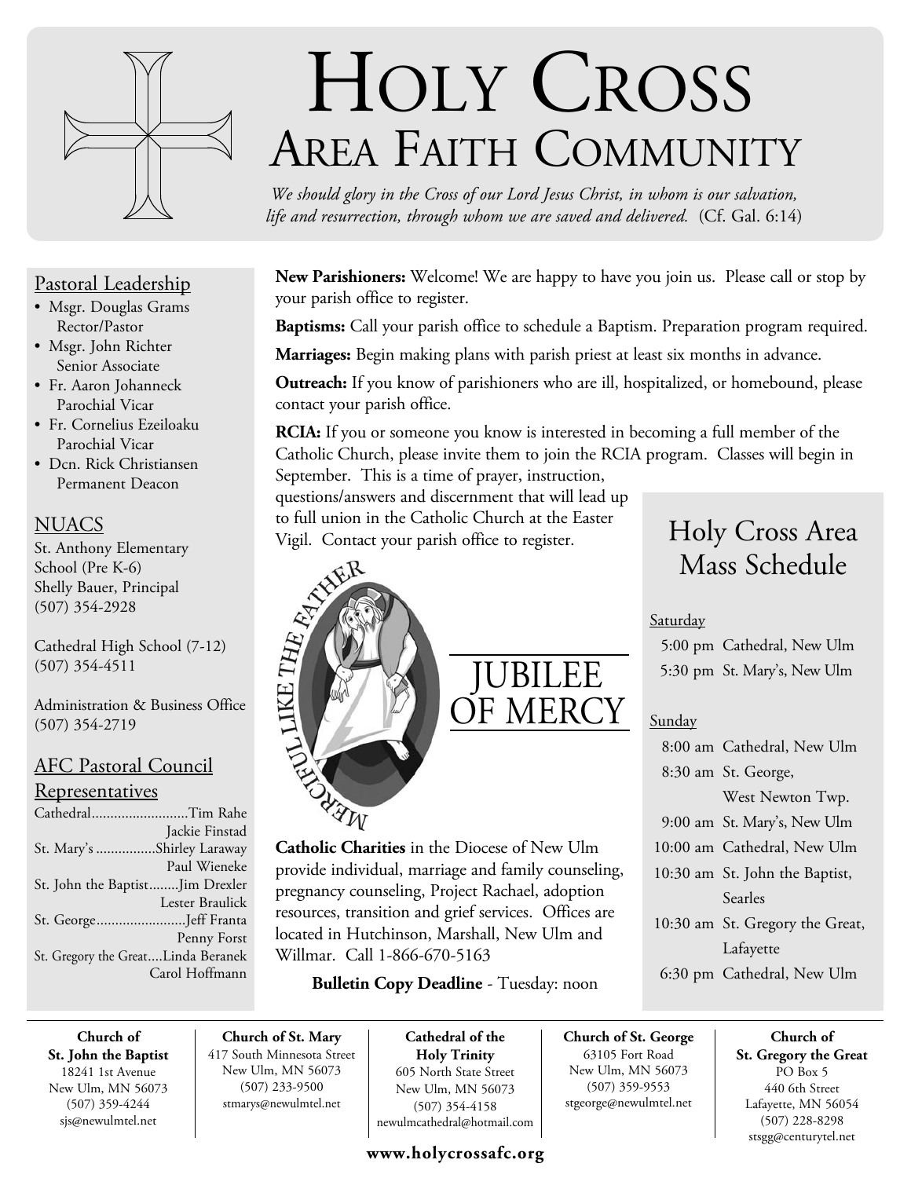# Holy Cross Area Faith Community

*We should glory in the Cross of our Lord Jesus Christ, in whom is our salvation, life and resurrection, through whom we are saved and delivered.* (Cf. Gal. 6:14)

## Pastoral Leadership

- Msgr. Douglas Grams
  Rector/Pastor
- Msgr. John Richter
  Senior Associate
- Fr. Aaron Johanneck
  Parochial Vicar
- Fr. Cornelius Ezeiloaku
  Parochial Vicar
- Dcn. Rick Christiansen
  Permanent Deacon

## NUACS

St. Anthony Elementary School (Pre K-6)
Shelly Bauer, Principal
(507) 354-2928

Cathedral High School (7-12)
(507) 354-4511

Administration & Business Office
(507) 354-2719

## AFC Pastoral Council Representatives

Cathedral..........................Tim Rahe
Jackie Finstad
St. Mary's ................Shirley Laraway
Paul Wieneke
St. John the Baptist........Jim Drexler
Lester Braulick
St. George........................Jeff Franta
Penny Forst
St. Gregory the Great....Linda Beranek
Carol Hoffmann

**New Parishioners:** Welcome! We are happy to have you join us. Please call or stop by your parish office to register.

**Baptisms:** Call your parish office to schedule a Baptism. Preparation program required.

**Marriages:** Begin making plans with parish priest at least six months in advance.

**Outreach:** If you know of parishioners who are ill, hospitalized, or homebound, please contact your parish office.

**RCIA:** If you or someone you know is interested in becoming a full member of the Catholic Church, please invite them to join the RCIA program. Classes will begin in September. This is a time of prayer, instruction, questions/answers and discernment that will lead up to full union in the Catholic Church at the Easter Vigil. Contact your parish office to register.

MERCIFUL LIKE THE FATHER

JUBILEE OF MERCY

**Catholic Charities** in the Diocese of New Ulm provide individual, marriage and family counseling, pregnancy counseling, Project Rachael, adoption resources, transition and grief services. Offices are located in Hutchinson, Marshall, New Ulm and Willmar. Call 1-866-670-5163

**Bulletin Copy Deadline** - Tuesday: noon

## Holy Cross Area Mass Schedule

Saturday

- 5:00 pm Cathedral, New Ulm
- 5:30 pm St. Mary's, New Ulm

Sunday

- 8:00 am Cathedral, New Ulm
- 8:30 am St. George, West Newton Twp.
- 9:00 am St. Mary's, New Ulm
- 10:00 am Cathedral, New Ulm
- 10:30 am St. John the Baptist, Searles
- 10:30 am St. Gregory the Great, Lafayette
- 6:30 pm Cathedral, New Ulm

---

**Church of St. John the Baptist**
18241 1st Avenue
New Ulm, MN 56073
(507) 359-4244
sjs@newulmtel.net

**Church of St. Mary**
417 South Minnesota Street
New Ulm, MN 56073
(507) 233-9500
stmarys@newulmtel.net

**Cathedral of the Holy Trinity**
605 North State Street
New Ulm, MN 56073
(507) 354-4158
newulmcathedral@hotmail.com

**Church of St. George**
63105 Fort Road
New Ulm, MN 56073
(507) 359-9553
stgeorge@newulmtel.net

**Church of St. Gregory the Great**
PO Box 5
440 6th Street
Lafayette, MN 56054
(507) 228-8298
stsgg@centurytel.net

**www.holycrossafc.org**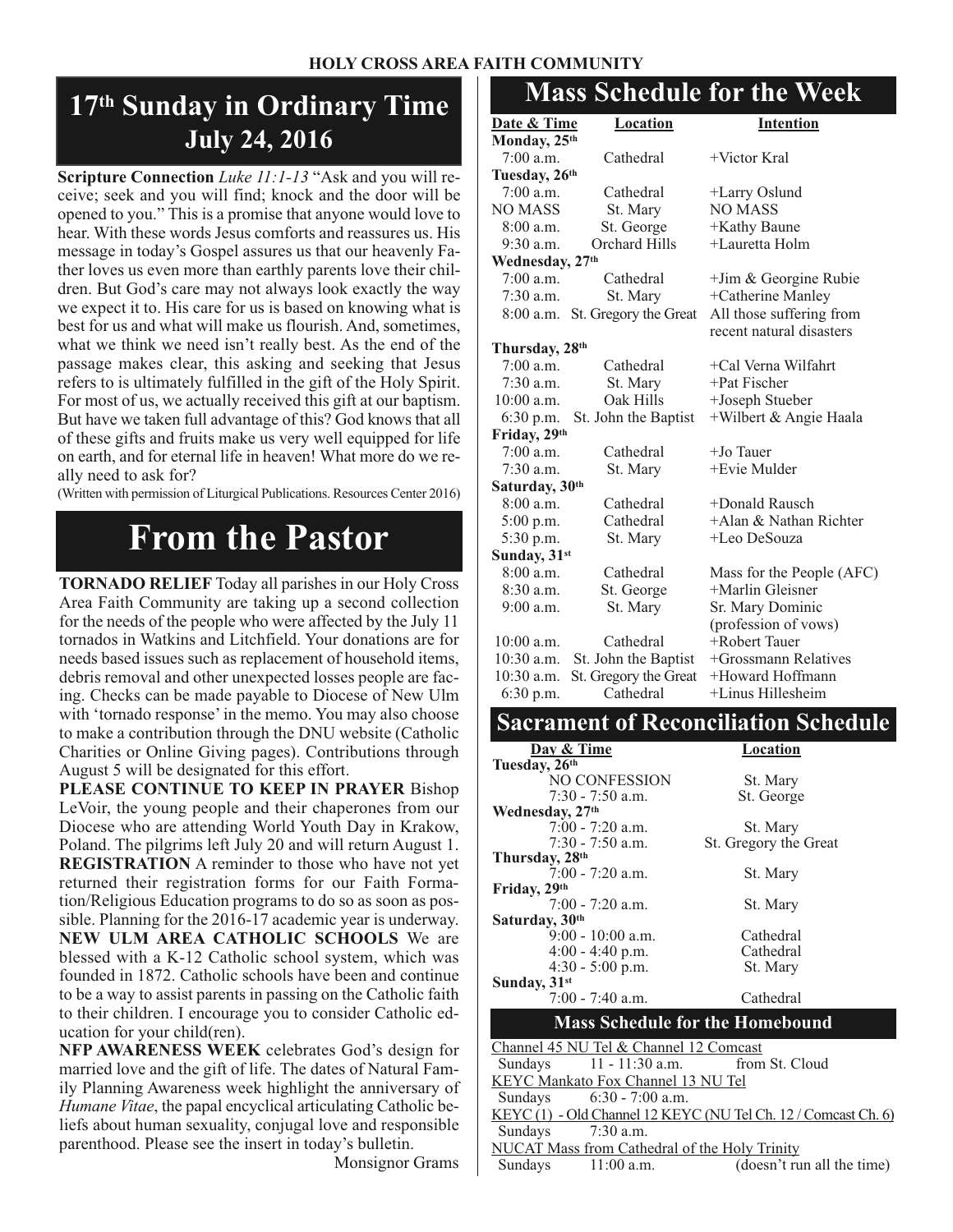HOLY CROSS AREA FAITH COMMUNITY

## 17th Sunday in Ordinary Time
## July 24, 2016

**Scripture Connection** *Luke 11:1-13* "Ask and you will receive; seek and you will find; knock and the door will be opened to you." This is a promise that anyone would love to hear. With these words Jesus comforts and reassures us. His message in today's Gospel assures us that our heavenly Father loves us even more than earthly parents love their children. But God's care may not always look exactly the way we expect it to. His care for us is based on knowing what is best for us and what will make us flourish. And, sometimes, what we think we need isn't really best. As the end of the passage makes clear, this asking and seeking that Jesus refers to is ultimately fulfilled in the gift of the Holy Spirit. For most of us, we actually received this gift at our baptism. But have we taken full advantage of this? God knows that all of these gifts and fruits make us very well equipped for life on earth, and for eternal life in heaven! What more do we really need to ask for?

(Written with permission of Liturgical Publications. Resources Center 2016)

# From the Pastor

**TORNADO RELIEF** Today all parishes in our Holy Cross Area Faith Community are taking up a second collection for the needs of the people who were affected by the July 11 tornados in Watkins and Litchfield. Your donations are for needs based issues such as replacement of household items, debris removal and other unexpected losses people are facing. Checks can be made payable to Diocese of New Ulm with 'tornado response' in the memo. You may also choose to make a contribution through the DNU website (Catholic Charities or Online Giving pages). Contributions through August 5 will be designated for this effort.

**PLEASE CONTINUE TO KEEP IN PRAYER** Bishop LeVoir, the young people and their chaperones from our Diocese who are attending World Youth Day in Krakow, Poland. The pilgrims left July 20 and will return August 1.

**REGISTRATION** A reminder to those who have not yet returned their registration forms for our Faith Formation/Religious Education programs to do so as soon as possible. Planning for the 2016-17 academic year is underway.

**NEW ULM AREA CATHOLIC SCHOOLS** We are blessed with a K-12 Catholic school system, which was founded in 1872. Catholic schools have been and continue to be a way to assist parents in passing on the Catholic faith to their children. I encourage you to consider Catholic education for your child(ren).

**NFP AWARENESS WEEK** celebrates God's design for married love and the gift of life. The dates of Natural Family Planning Awareness week highlight the anniversary of *Humane Vitae*, the papal encyclical articulating Catholic beliefs about human sexuality, conjugal love and responsible parenthood. Please see the insert in today's bulletin.

Monsignor Grams

# Mass Schedule for the Week

| Date & Time | Location | Intention |
|---|---|---|
| **Monday, 25th** | | |
| 7:00 a.m. | Cathedral | +Victor Kral |
| **Tuesday, 26th** | | |
| 7:00 a.m. | Cathedral | +Larry Oslund |
| NO MASS | St. Mary | NO MASS |
| 8:00 a.m. | St. George | +Kathy Baune |
| 9:30 a.m. | Orchard Hills | +Lauretta Holm |
| **Wednesday, 27th** | | |
| 7:00 a.m. | Cathedral | +Jim & Georgine Rubie |
| 7:30 a.m. | St. Mary | +Catherine Manley |
| 8:00 a.m. | St. Gregory the Great | All those suffering from recent natural disasters |
| **Thursday, 28th** | | |
| 7:00 a.m. | Cathedral | +Cal Verna Wilfahrt |
| 7:30 a.m. | St. Mary | +Pat Fischer |
| 10:00 a.m. | Oak Hills | +Joseph Stueber |
| 6:30 p.m. | St. John the Baptist | +Wilbert & Angie Haala |
| **Friday, 29th** | | |
| 7:00 a.m. | Cathedral | +Jo Tauer |
| 7:30 a.m. | St. Mary | +Evie Mulder |
| **Saturday, 30th** | | |
| 8:00 a.m. | Cathedral | +Donald Rausch |
| 5:00 p.m. | Cathedral | +Alan & Nathan Richter |
| 5:30 p.m. | St. Mary | +Leo DeSouza |
| **Sunday, 31st** | | |
| 8:00 a.m. | Cathedral | Mass for the People (AFC) |
| 8:30 a.m. | St. George | +Marlin Gleisner |
| 9:00 a.m. | St. Mary | Sr. Mary Dominic (profession of vows) |
| 10:00 a.m. | Cathedral | +Robert Tauer |
| 10:30 a.m. | St. John the Baptist | +Grossmann Relatives |
| 10:30 a.m. | St. Gregory the Great | +Howard Hoffmann |
| 6:30 p.m. | Cathedral | +Linus Hillesheim |

# Sacrament of Reconciliation Schedule

| Day & Time | Location |
|---|---|
| **Tuesday, 26th** | |
| NO CONFESSION | St. Mary |
| 7:30 - 7:50 a.m. | St. George |
| **Wednesday, 27th** | |
| 7:00 - 7:20 a.m. | St. Mary |
| 7:30 - 7:50 a.m. | St. Gregory the Great |
| **Thursday, 28th** | |
| 7:00 - 7:20 a.m. | St. Mary |
| **Friday, 29th** | |
| 7:00 - 7:20 a.m. | St. Mary |
| **Saturday, 30th** | |
| 9:00 - 10:00 a.m. | Cathedral |
| 4:00 - 4:40 p.m. | Cathedral |
| 4:30 - 5:00 p.m. | St. Mary |
| **Sunday, 31st** | |
| 7:00 - 7:40 a.m. | Cathedral |

## Mass Schedule for the Homebound

Channel 45 NU Tel & Channel 12 Comcast
Sundays 11 - 11:30 a.m. from St. Cloud

KEYC Mankato Fox Channel 13 NU Tel
Sundays 6:30 - 7:00 a.m.

KEYC (1) - Old Channel 12 KEYC (NU Tel Ch. 12 / Comcast Ch. 6)
Sundays 7:30 a.m.

NUCAT Mass from Cathedral of the Holy Trinity
Sundays 11:00 a.m. (doesn't run all the time)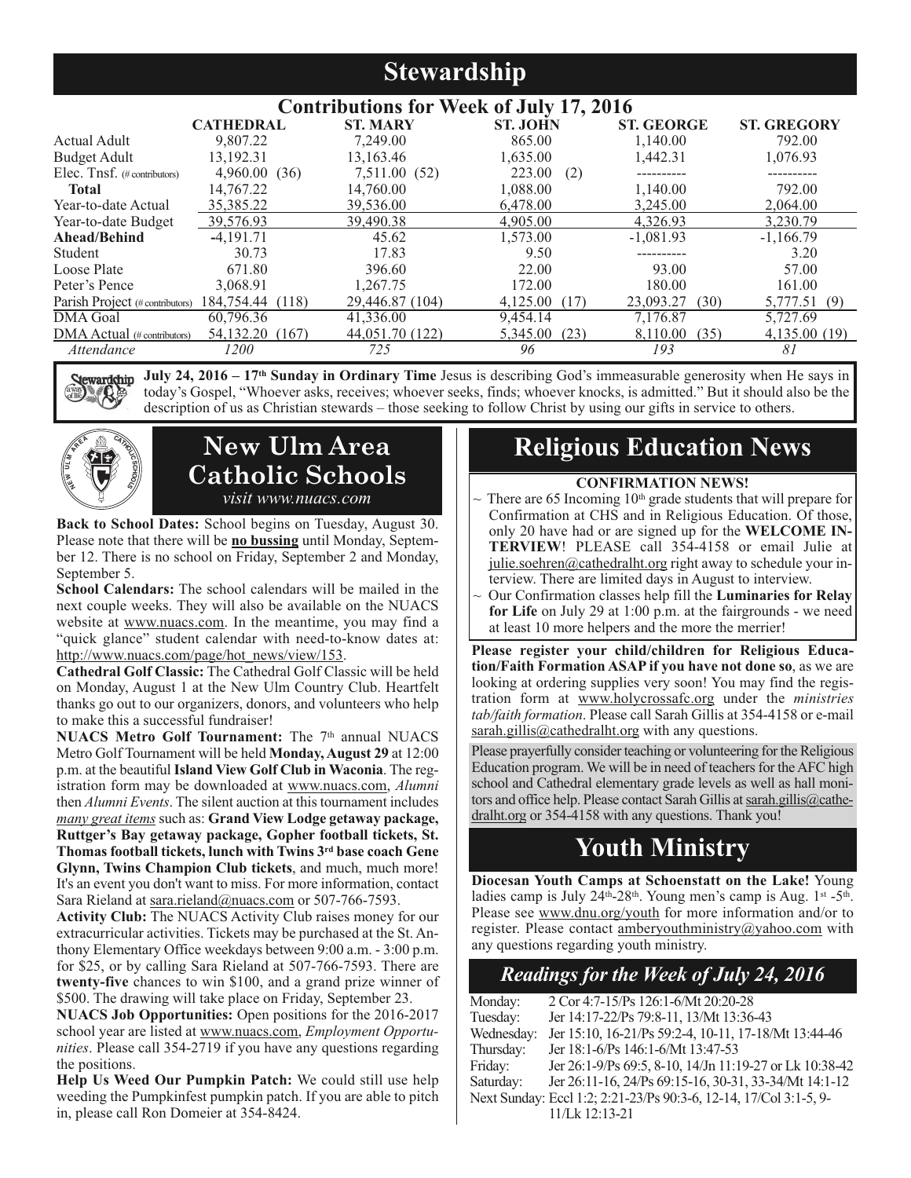# Stewardship

## Contributions for Week of July 17, 2016

| | CATHEDRAL | ST. MARY | ST. JOHN | ST. GEORGE | ST. GREGORY |
|---|---|---|---|---|---|
| Actual Adult | 9,807.22 | 7,249.00 | 865.00 | 1,140.00 | 792.00 |
| Budget Adult | 13,192.31 | 13,163.46 | 1,635.00 | 1,442.31 | 1,076.93 |
| Elec. Tnsf. (# contributors) | 4,960.00 (36) | 7,511.00 (52) | 223.00 (2) | ---------- | ---------- |
| **Total** | 14,767.22 | 14,760.00 | 1,088.00 | 1,140.00 | 792.00 |
| Year-to-date Actual | 35,385.22 | 39,536.00 | 6,478.00 | 3,245.00 | 2,064.00 |
| Year-to-date Budget | 39,576.93 | 39,490.38 | 4,905.00 | 4,326.93 | 3,230.79 |
| **Ahead/Behind** | -4,191.71 | 45.62 | 1,573.00 | -1,081.93 | -1,166.79 |
| Student | 30.73 | 17.83 | 9.50 | ---------- | 3.20 |
| Loose Plate | 671.80 | 396.60 | 22.00 | 93.00 | 57.00 |
| Peter's Pence | 3,068.91 | 1,267.75 | 172.00 | 180.00 | 161.00 |
| Parish Project (# contributors) | 184,754.44 (118) | 29,446.87 (104) | 4,125.00 (17) | 23,093.27 (30) | 5,777.51 (9) |
| DMA Goal | 60,796.36 | 41,336.00 | 9,454.14 | 7,176.87 | 5,727.69 |
| DMA Actual (# contributors) | 54,132.20 (167) | 44,051.70 (122) | 5,345.00 (23) | 8,110.00 (35) | 4,135.00 (19) |
| *Attendance* | *1200* | *725* | *96* | *193* | *81* |

**July 24, 2016 – 17th Sunday in Ordinary Time** Jesus is describing God's immeasurable generosity when He says in today's Gospel, "Whoever asks, receives; whoever seeks, finds; whoever knocks, is admitted." But it should also be the description of us as Christian stewards – those seeking to follow Christ by using our gifts in service to others.

# New Ulm Area Catholic Schools

*visit www.nuacs.com*

**Back to School Dates:** School begins on Tuesday, August 30. Please note that there will be **no bussing** until Monday, September 12. There is no school on Friday, September 2 and Monday, September 5.

**School Calendars:** The school calendars will be mailed in the next couple weeks. They will also be available on the NUACS website at www.nuacs.com. In the meantime, you may find a "quick glance" student calendar with need-to-know dates at: http://www.nuacs.com/page/hot_news/view/153.

**Cathedral Golf Classic:** The Cathedral Golf Classic will be held on Monday, August 1 at the New Ulm Country Club. Heartfelt thanks go out to our organizers, donors, and volunteers who help to make this a successful fundraiser!

**NUACS Metro Golf Tournament:** The 7th annual NUACS Metro Golf Tournament will be held **Monday, August 29** at 12:00 p.m. at the beautiful **Island View Golf Club in Waconia**. The registration form may be downloaded at www.nuacs.com, *Alumni* then *Alumni Events*. The silent auction at this tournament includes *many great items* such as: **Grand View Lodge getaway package, Ruttger's Bay getaway package, Gopher football tickets, St. Thomas football tickets, lunch with Twins 3rd base coach Gene Glynn, Twins Champion Club tickets**, and much, much more! It's an event you don't want to miss. For more information, contact Sara Rieland at sara.rieland@nuacs.com or 507-766-7593.

**Activity Club:** The NUACS Activity Club raises money for our extracurricular activities. Tickets may be purchased at the St. Anthony Elementary Office weekdays between 9:00 a.m. - 3:00 p.m. for $25, or by calling Sara Rieland at 507-766-7593. There are **twenty-five** chances to win $100, and a grand prize winner of $500. The drawing will take place on Friday, September 23.

**NUACS Job Opportunities:** Open positions for the 2016-2017 school year are listed at www.nuacs.com, *Employment Opportunities*. Please call 354-2719 if you have any questions regarding the positions.

**Help Us Weed Our Pumpkin Patch:** We could still use help weeding the Pumpkinfest pumpkin patch. If you are able to pitch in, please call Ron Domeier at 354-8424.

# Religious Education News

**CONFIRMATION NEWS!**

~ There are 65 Incoming 10th grade students that will prepare for Confirmation at CHS and in Religious Education. Of those, only 20 have had or are signed up for the **WELCOME INTERVIEW**! PLEASE call 354-4158 or email Julie at julie.soehren@cathedralht.org right away to schedule your interview. There are limited days in August to interview.

~ Our Confirmation classes help fill the **Luminaries for Relay for Life** on July 29 at 1:00 p.m. at the fairgrounds - we need at least 10 more helpers and the more the merrier!

**Please register your child/children for Religious Education/Faith Formation ASAP if you have not done so**, as we are looking at ordering supplies very soon! You may find the registration form at www.holycrossafc.org under the *ministries tab/faith formation*. Please call Sarah Gillis at 354-4158 or e-mail sarah.gillis@cathedralht.org with any questions.

Please prayerfully consider teaching or volunteering for the Religious Education program. We will be in need of teachers for the AFC high school and Cathedral elementary grade levels as well as hall monitors and office help. Please contact Sarah Gillis at sarah.gillis@cathedralht.org or 354-4158 with any questions. Thank you!

# Youth Ministry

**Diocesan Youth Camps at Schoenstatt on the Lake!** Young ladies camp is July 24th-28th. Young men's camp is Aug. 1st -5th. Please see www.dnu.org/youth for more information and/or to register. Please contact amberyouthministry@yahoo.com with any questions regarding youth ministry.

## *Readings for the Week of July 24, 2016*

| | |
|---|---|
| Monday: | 2 Cor 4:7-15/Ps 126:1-6/Mt 20:20-28 |
| Tuesday: | Jer 14:17-22/Ps 79:8-11, 13/Mt 13:36-43 |
| Wednesday: | Jer 15:10, 16-21/Ps 59:2-4, 10-11, 17-18/Mt 13:44-46 |
| Thursday: | Jer 18:1-6/Ps 146:1-6/Mt 13:47-53 |
| Friday: | Jer 26:1-9/Ps 69:5, 8-10, 14/Jn 11:19-27 or Lk 10:38-42 |
| Saturday: | Jer 26:11-16, 24/Ps 69:15-16, 30-31, 33-34/Mt 14:1-12 |
| Next Sunday: | Eccl 1:2; 2:21-23/Ps 90:3-6, 12-14, 17/Col 3:1-5, 9-11/Lk 12:13-21 |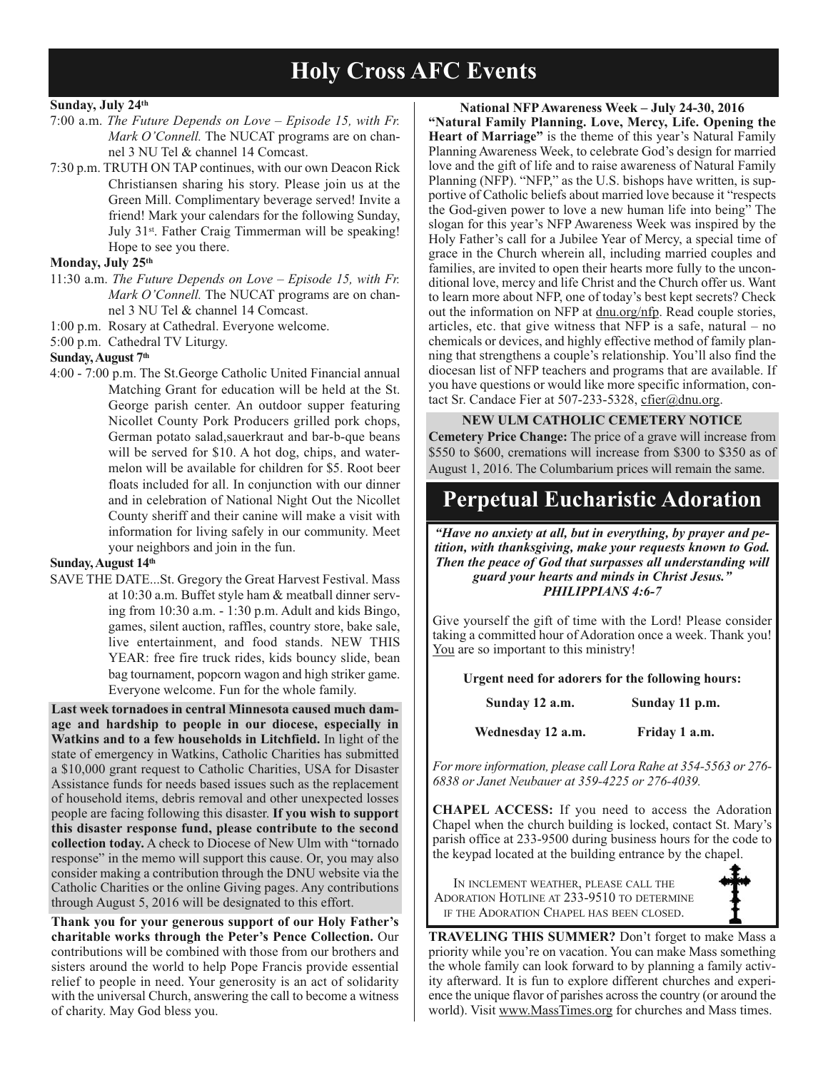# Holy Cross AFC Events

**Sunday, July 24th**

7:00 a.m. *The Future Depends on Love – Episode 15, with Fr. Mark O'Connell.* The NUCAT programs are on channel 3 NU Tel & channel 14 Comcast.

7:30 p.m. TRUTH ON TAP continues, with our own Deacon Rick Christiansen sharing his story. Please join us at the Green Mill. Complimentary beverage served! Invite a friend! Mark your calendars for the following Sunday, July 31st. Father Craig Timmerman will be speaking! Hope to see you there.

**Monday, July 25th**

11:30 a.m. *The Future Depends on Love – Episode 15, with Fr. Mark O'Connell.* The NUCAT programs are on channel 3 NU Tel & channel 14 Comcast.

1:00 p.m. Rosary at Cathedral. Everyone welcome.

5:00 p.m. Cathedral TV Liturgy.

**Sunday, August 7th**

4:00 - 7:00 p.m. The St.George Catholic United Financial annual Matching Grant for education will be held at the St. George parish center. An outdoor supper featuring Nicollet County Pork Producers grilled pork chops, German potato salad,sauerkraut and bar-b-que beans will be served for $10. A hot dog, chips, and watermelon will be available for children for $5. Root beer floats included for all. In conjunction with our dinner and in celebration of National Night Out the Nicollet County sheriff and their canine will make a visit with information for living safely in our community. Meet your neighbors and join in the fun.

**Sunday, August 14th**

SAVE THE DATE...St. Gregory the Great Harvest Festival. Mass at 10:30 a.m. Buffet style ham & meatball dinner serving from 10:30 a.m. - 1:30 p.m. Adult and kids Bingo, games, silent auction, raffles, country store, bake sale, live entertainment, and food stands. NEW THIS YEAR: free fire truck rides, kids bouncy slide, bean bag tournament, popcorn wagon and high striker game. Everyone welcome. Fun for the whole family.

**Last week tornadoes in central Minnesota caused much damage and hardship to people in our diocese, especially in Watkins and to a few households in Litchfield.** In light of the state of emergency in Watkins, Catholic Charities has submitted a $10,000 grant request to Catholic Charities, USA for Disaster Assistance funds for needs based issues such as the replacement of household items, debris removal and other unexpected losses people are facing following this disaster. **If you wish to support this disaster response fund, please contribute to the second collection today.** A check to Diocese of New Ulm with "tornado response" in the memo will support this cause. Or, you may also consider making a contribution through the DNU website via the Catholic Charities or the online Giving pages. Any contributions through August 5, 2016 will be designated to this effort.

**Thank you for your generous support of our Holy Father's charitable works through the Peter's Pence Collection.** Our contributions will be combined with those from our brothers and sisters around the world to help Pope Francis provide essential relief to people in need. Your generosity is an act of solidarity with the universal Church, answering the call to become a witness of charity. May God bless you.

**National NFP Awareness Week – July 24-30, 2016**

**"Natural Family Planning. Love, Mercy, Life. Opening the Heart of Marriage"** is the theme of this year's Natural Family Planning Awareness Week, to celebrate God's design for married love and the gift of life and to raise awareness of Natural Family Planning (NFP). "NFP," as the U.S. bishops have written, is supportive of Catholic beliefs about married love because it "respects the God-given power to love a new human life into being" The slogan for this year's NFP Awareness Week was inspired by the Holy Father's call for a Jubilee Year of Mercy, a special time of grace in the Church wherein all, including married couples and families, are invited to open their hearts more fully to the unconditional love, mercy and life Christ and the Church offer us. Want to learn more about NFP, one of today's best kept secrets? Check out the information on NFP at dnu.org/nfp. Read couple stories, articles, etc. that give witness that NFP is a safe, natural – no chemicals or devices, and highly effective method of family planning that strengthens a couple's relationship. You'll also find the diocesan list of NFP teachers and programs that are available. If you have questions or would like more specific information, contact Sr. Candace Fier at 507-233-5328, cfier@dnu.org.

**NEW ULM CATHOLIC CEMETERY NOTICE**

**Cemetery Price Change:** The price of a grave will increase from $550 to $600, cremations will increase from $300 to $350 as of August 1, 2016. The Columbarium prices will remain the same.

# Perpetual Eucharistic Adoration

***"Have no anxiety at all, but in everything, by prayer and petition, with thanksgiving, make your requests known to God. Then the peace of God that surpasses all understanding will guard your hearts and minds in Christ Jesus." PHILIPPIANS 4:6-7***

Give yourself the gift of time with the Lord! Please consider taking a committed hour of Adoration once a week. Thank you! You are so important to this ministry!

**Urgent need for adorers for the following hours:**

| | |
|---|---|
| **Sunday 12 a.m.** | **Sunday 11 p.m.** |
| **Wednesday 12 a.m.** | **Friday 1 a.m.** |

*For more information, please call Lora Rahe at 354-5563 or 276-6838 or Janet Neubauer at 359-4225 or 276-4039.*

**CHAPEL ACCESS:** If you need to access the Adoration Chapel when the church building is locked, contact St. Mary's parish office at 233-9500 during business hours for the code to the keypad located at the building entrance by the chapel.

IN INCLEMENT WEATHER, PLEASE CALL THE ADORATION HOTLINE AT 233-9510 TO DETERMINE IF THE ADORATION CHAPEL HAS BEEN CLOSED.

**TRAVELING THIS SUMMER?** Don't forget to make Mass a priority while you're on vacation. You can make Mass something the whole family can look forward to by planning a family activity afterward. It is fun to explore different churches and experience the unique flavor of parishes across the country (or around the world). Visit www.MassTimes.org for churches and Mass times.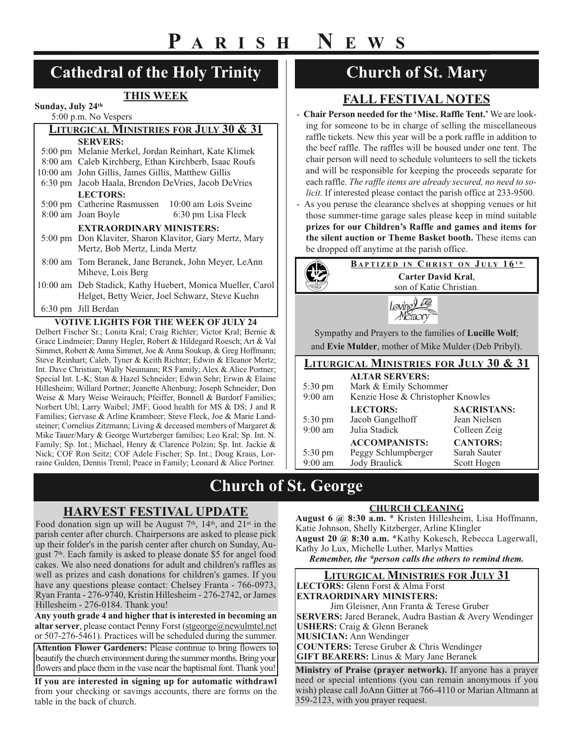# PARISH NEWS

## Cathedral of the Holy Trinity

### THIS WEEK

**Sunday, July 24th**
5:00 p.m. No Vespers

### LITURGICAL MINISTRIES FOR JULY 30 & 31

**SERVERS:**
- 5:00 pm Melanie Merkel, Jordan Reinhart, Kate Klimek
- 8:00 am Caleb Kirchberg, Ethan Kirchberb, Isaac Roufs
- 10:00 am John Gillis, James Gillis, Matthew Gillis
- 6:30 pm Jacob Haala, Brendon DeVries, Jacob DeVries

**LECTORS:**
- 5:00 pm Catherine Rasmussen
- 8:00 am Joan Boyle
- 10:00 am Lois Sveine
- 6:30 pm Lisa Fleck

**EXTRAORDINARY MINISTERS:**
- 5:00 pm Don Klaviter, Sharon Klavitor, Gary Mertz, Mary Mertz, Bob Mertz, Linda Mertz
- 8:00 am Tom Beranek, Jane Beranek, John Meyer, LeAnn Miheve, Lois Berg
- 10:00 am Deb Stadick, Kathy Huebert, Monica Mueller, Carol Helget, Betty Weier, Joel Schwarz, Steve Kuehn
- 6:30 pm Jill Berdan

### VOTIVE LIGHTS FOR THE WEEK OF JULY 24

Delbert Fischer Sr.; Lonita Kral; Craig Richter; Victor Kral; Bernie & Grace Lindmeier; Danny Hegler, Robert & Hildegard Roesch; Art & Val Simmet, Robert & Anna Simmet, Joe & Anna Soukup, & Greg Hoffmann; Steve Reinhart; Caleb, Tyner & Keith Richter; Edwin & Eleanor Mertz; Int. Dave Christian; Wally Neumann; RS Family; Alex & Alice Portner; Special Int. L-K; Stan & Hazel Schneider; Edwin Sehr; Erwin & Elaine Hillesheim; Willard Portner; Jeanette Altenburg; Joseph Schneider; Don Weise & Mary Weise Weirauch; Pfeiffer, Bonnell & Burdorf Families; Norbert Ubl; Larry Waibel; JMF; Good health for MS & DS; J and R Families; Gervase & Arline Krambeer; Steve Fleck, Joe & Marie Landsteiner; Cornelius Zitzmann; Living & deceased members of Margaret & Mike Tauer/Mary & George Wurtzberger families; Leo Kral; Sp. Int. N. Family; Sp. Int.; Michael, Henry & Clarence Polzin; Sp. Int. Jackie & Nick; COF Ron Seitz; COF Adele Fischer; Sp. Int.; Doug Kraus, Lorraine Gulden, Dennis Treml; Peace in Family; Leonard & Alice Portner.

## Church of St. Mary

### FALL FESTIVAL NOTES

- **Chair Person needed for the 'Misc. Raffle Tent.'** We are looking for someone to be in charge of selling the miscellaneous raffle tickets. New this year will be a pork raffle in addition to the beef raffle. The raffles will be housed under one tent. The chair person will need to schedule volunteers to sell the tickets and will be responsible for keeping the proceeds separate for each raffle. *The raffle items are already secured, no need to solicit.* If interested please contact the parish office at 233-9500.
- As you peruse the clearance shelves at shopping venues or hit those summer-time garage sales please keep in mind suitable **prizes for our Children's Raffle and games and items for the silent auction or Theme Basket booth.** These items can be dropped off anytime at the parish office.

### BAPTIZED IN CHRIST ON JULY 16TH

**Carter David Kral**, son of Katie Christian.

Loving Memory

Sympathy and Prayers to the families of **Lucille Wolf**; and **Evie Mulder**, mother of Mike Mulder (Deb Pribyl).

### LITURGICAL MINISTRIES FOR JULY 30 & 31

| | **ALTAR SERVERS:** | |
|---|---|---|
| 5:30 pm | Mark & Emily Schommer | |
| 9:00 am | Kenzie Hose & Christopher Knowles | |
| | **LECTORS:** | **SACRISTANS:** |
| 5:30 pm | Jacob Gangelhoff | Jean Nielsen |
| 9:00 am | Julia Stadick | Colleen Zeig |
| | **ACCOMPANISTS:** | **CANTORS:** |
| 5:30 pm | Peggy Schlumpberger | Sarah Sauter |
| 9:00 am | Jody Braulick | Scott Hogen |

## Church of St. George

### HARVEST FESTIVAL UPDATE

Food donation sign up will be August 7th, 14th, and 21st in the parish center after church. Chairpersons are asked to please pick up their folder's in the parish center after church on Sunday, August 7th. Each family is asked to please donate $5 for angel food cakes. We also need donations for adult and children's raffles as well as prizes and cash donations for children's games. If you have any questions please contact: Chelsey Franta - 766-0973, Ryan Franta - 276-9740, Kristin Hillesheim - 276-2742, or James Hillesheim - 276-0184. Thank you!

**Any youth grade 4 and higher that is interested in becoming an altar server**, please contact Penny Forst (stgeorge@newulmtel.net or 507-276-5461). Practices will be scheduled during the summer.

**Attention Flower Gardeners:** Please continue to bring flowers to beautify the church environment during the summer months. Bring your flowers and place them in the vase near the baptismal font. Thank you!

**If you are interested in signing up for automatic withdrawl** from your checking or savings accounts, there are forms on the table in the back of church.

### CHURCH CLEANING

**August 6 @ 8:30 a.m.** * Kristen Hillesheim, Lisa Hoffmann, Katie Johnson, Shelly Kitzberger, Arline Klingler
**August 20 @ 8:30 a.m.** *Kathy Kokesch, Rebecca Lagerwall, Kathy Jo Lux, Michelle Luther, Marlys Matties

***Remember, the *person calls the others to remind them.***

### LITURGICAL MINISTRIES FOR JULY 31

**LECTORS:** Glenn Forst & Alma Forst
**EXTRAORDINARY MINISTERS:** Jim Gleisner, Ann Franta & Terese Gruber
**SERVERS:** Jared Beranek, Audra Bastian & Avery Wendinger
**USHERS:** Craig & Glenn Beranek
**MUSICIAN:** Ann Wendinger
**COUNTERS:** Terese Gruber & Chris Wendinger
**GIFT BEARERS:** Linus & Mary Jane Beranek

**Ministry of Praise (prayer network).** If anyone has a prayer need or special intentions (you can remain anonymous if you wish) please call JoAnn Gitter at 766-4110 or Marian Altmann at 359-2123, with you prayer request.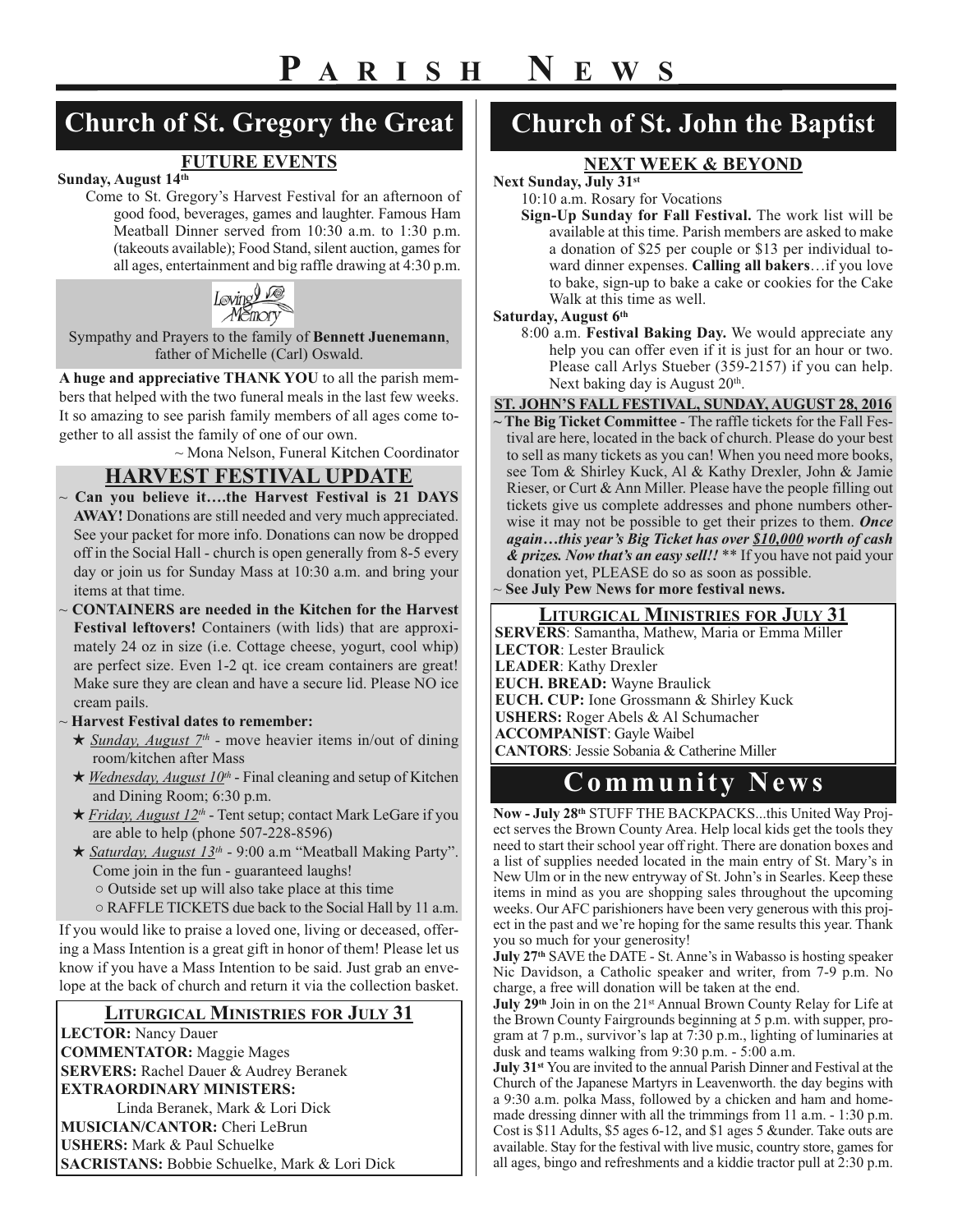# PARISH NEWS

## Church of St. Gregory the Great

### FUTURE EVENTS

**Sunday, August 14th**

Come to St. Gregory's Harvest Festival for an afternoon of good food, beverages, games and laughter. Famous Ham Meatball Dinner served from 10:30 a.m. to 1:30 p.m. (takeouts available); Food Stand, silent auction, games for all ages, entertainment and big raffle drawing at 4:30 p.m.

Loving Memory

Sympathy and Prayers to the family of **Bennett Juenemann**, father of Michelle (Carl) Oswald.

**A huge and appreciative THANK YOU** to all the parish members that helped with the two funeral meals in the last few weeks. It so amazing to see parish family members of all ages come together to all assist the family of one of our own.

~ Mona Nelson, Funeral Kitchen Coordinator

### HARVEST FESTIVAL UPDATE

~ **Can you believe it….the Harvest Festival is 21 DAYS AWAY!** Donations are still needed and very much appreciated. See your packet for more info. Donations can now be dropped off in the Social Hall - church is open generally from 8-5 every day or join us for Sunday Mass at 10:30 a.m. and bring your items at that time.

~ **CONTAINERS are needed in the Kitchen for the Harvest Festival leftovers!** Containers (with lids) that are approximately 24 oz in size (i.e. Cottage cheese, yogurt, cool whip) are perfect size. Even 1-2 qt. ice cream containers are great! Make sure they are clean and have a secure lid. Please NO ice cream pails.

~ **Harvest Festival dates to remember:**

- ★ *Sunday, August 7th* - move heavier items in/out of dining room/kitchen after Mass
- ★ *Wednesday, August 10th* - Final cleaning and setup of Kitchen and Dining Room; 6:30 p.m.
- ★ *Friday, August 12th* - Tent setup; contact Mark LeGare if you are able to help (phone 507-228-8596)
- ★ *Saturday, August 13th* - 9:00 a.m "Meatball Making Party". Come join in the fun - guaranteed laughs!
  - ○ Outside set up will also take place at this time
  - ○ RAFFLE TICKETS due back to the Social Hall by 11 a.m.

If you would like to praise a loved one, living or deceased, offering a Mass Intention is a great gift in honor of them! Please let us know if you have a Mass Intention to be said. Just grab an envelope at the back of church and return it via the collection basket.

### LITURGICAL MINISTRIES FOR JULY 31

**LECTOR:** Nancy Dauer
**COMMENTATOR:** Maggie Mages
**SERVERS:** Rachel Dauer & Audrey Beranek
**EXTRAORDINARY MINISTERS:** Linda Beranek, Mark & Lori Dick
**MUSICIAN/CANTOR:** Cheri LeBrun
**USHERS:** Mark & Paul Schuelke
**SACRISTANS:** Bobbie Schuelke, Mark & Lori Dick

## Church of St. John the Baptist

### NEXT WEEK & BEYOND

**Next Sunday, July 31st**

10:10 a.m. Rosary for Vocations

**Sign-Up Sunday for Fall Festival.** The work list will be available at this time. Parish members are asked to make a donation of $25 per couple or $13 per individual toward dinner expenses. **Calling all bakers**…if you love to bake, sign-up to bake a cake or cookies for the Cake Walk at this time as well.

**Saturday, August 6th**

8:00 a.m. **Festival Baking Day.** We would appreciate any help you can offer even if it is just for an hour or two. Please call Arlys Stueber (359-2157) if you can help. Next baking day is August 20th.

**ST. JOHN'S FALL FESTIVAL, SUNDAY, AUGUST 28, 2016**

~ **The Big Ticket Committee** - The raffle tickets for the Fall Festival are here, located in the back of church. Please do your best to sell as many tickets as you can! When you need more books, see Tom & Shirley Kuck, Al & Kathy Drexler, John & Jamie Rieser, or Curt & Ann Miller. Please have the people filling out tickets give us complete addresses and phone numbers otherwise it may not be possible to get their prizes to them. ***Once again…this year's Big Ticket has over $10,000 worth of cash & prizes. Now that's an easy sell!!*** ** If you have not paid your donation yet, PLEASE do so as soon as possible.

~ **See July Pew News for more festival news.**

### LITURGICAL MINISTRIES FOR JULY 31

**SERVERS**: Samantha, Mathew, Maria or Emma Miller
**LECTOR**: Lester Braulick
**LEADER**: Kathy Drexler
**EUCH. BREAD:** Wayne Braulick
**EUCH. CUP:** Ione Grossmann & Shirley Kuck
**USHERS:** Roger Abels & Al Schumacher
**ACCOMPANIST**: Gayle Waibel
**CANTORS**: Jessie Sobania & Catherine Miller

## Community News

**Now - July 28th** STUFF THE BACKPACKS...this United Way Project serves the Brown County Area. Help local kids get the tools they need to start their school year off right. There are donation boxes and a list of supplies needed located in the main entry of St. Mary's in New Ulm or in the new entryway of St. John's in Searles. Keep these items in mind as you are shopping sales throughout the upcoming weeks. Our AFC parishioners have been very generous with this project in the past and we're hoping for the same results this year. Thank you so much for your generosity!

**July 27th** SAVE the DATE - St. Anne's in Wabasso is hosting speaker Nic Davidson, a Catholic speaker and writer, from 7-9 p.m. No charge, a free will donation will be taken at the end.

**July 29th** Join in on the 21st Annual Brown County Relay for Life at the Brown County Fairgrounds beginning at 5 p.m. with supper, program at 7 p.m., survivor's lap at 7:30 p.m., lighting of luminaries at dusk and teams walking from 9:30 p.m. - 5:00 a.m.

**July 31st** You are invited to the annual Parish Dinner and Festival at the Church of the Japanese Martyrs in Leavenworth. the day begins with a 9:30 a.m. polka Mass, followed by a chicken and ham and homemade dressing dinner with all the trimmings from 11 a.m. - 1:30 p.m. Cost is $11 Adults, $5 ages 6-12, and $1 ages 5 &under. Take outs are available. Stay for the festival with live music, country store, games for all ages, bingo and refreshments and a kiddie tractor pull at 2:30 p.m.